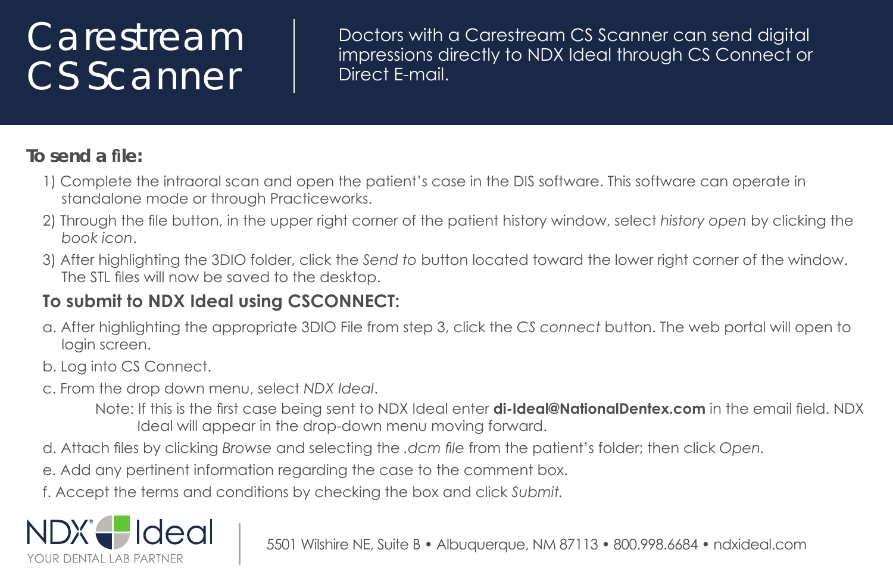# Carestream CS Scanner

Doctors with a Carestream CS Scanner can send digital impressions directly to NDX Ideal through CS Connect or Direct E-mail.

**To send a file:**

1) Complete the intraoral scan and open the patient's case in the DIS software. This software can operate in standalone mode or through Practiceworks.
2) Through the file button, in the upper right corner of the patient history window, select *history open* by clicking the *book icon*.
3) After highlighting the 3DIO folder, click the *Send to* button located toward the lower right corner of the window. The STL files will now be saved to the desktop.

## To submit to NDX Ideal using CSCONNECT:

a. After highlighting the appropriate 3DIO File from step 3, click the *CS connect* button. The web portal will open to login screen.

b. Log into CS Connect.

c. From the drop down menu, select *NDX Ideal*.

> Note: If this is the first case being sent to NDX Ideal enter **di-Ideal@NationalDentex.com** in the email field. NDX Ideal will appear in the drop-down menu moving forward.

d. Attach files by clicking *Browse* and selecting the *.dcm file* from the patient's folder; then click *Open*.

e. Add any pertinent information regarding the case to the comment box.

f. Accept the terms and conditions by checking the box and click *Submit*.

NDX® Ideal
YOUR DENTAL LAB PARTNER

5501 Wilshire NE, Suite B • Albuquerque, NM 87113 • 800.998.6684 • ndxideal.com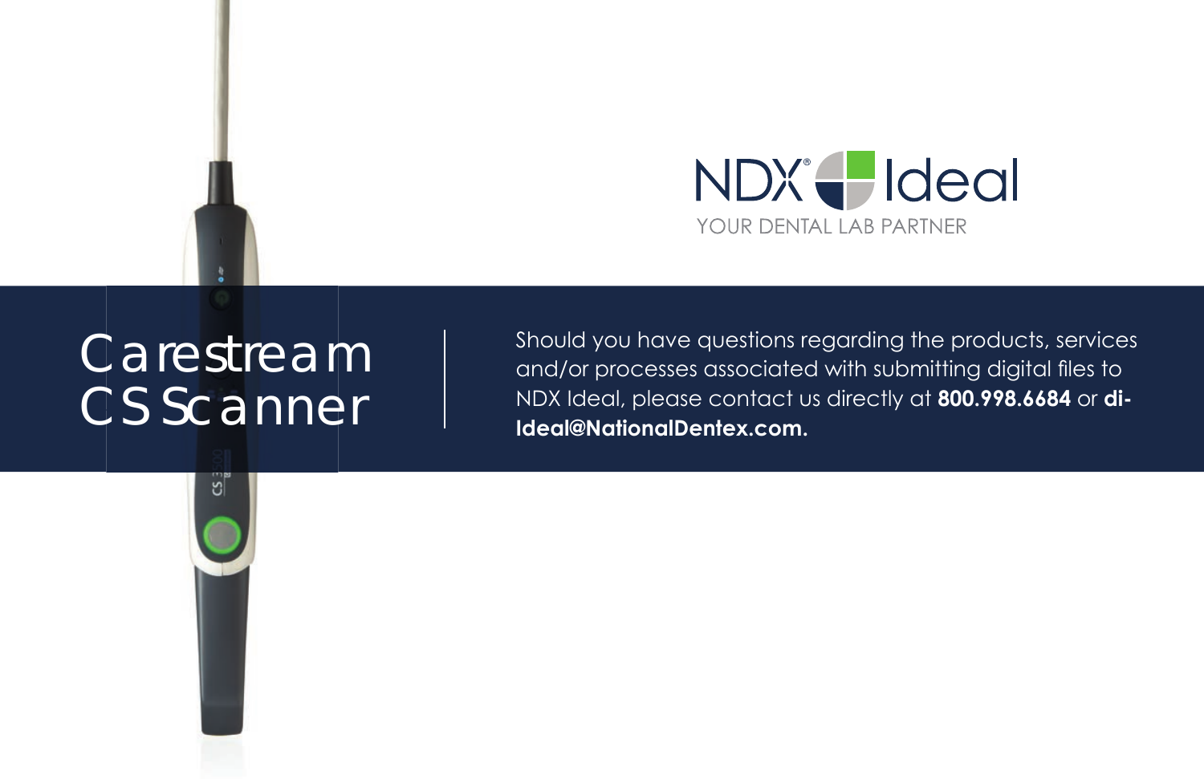NDX® Ideal

YOUR DENTAL LAB PARTNER

# Carestream CS Scanner

Should you have questions regarding the products, services and/or processes associated with submitting digital files to NDX Ideal, please contact us directly at **800.998.6684** or **di-Ideal@NationalDentex.com.**